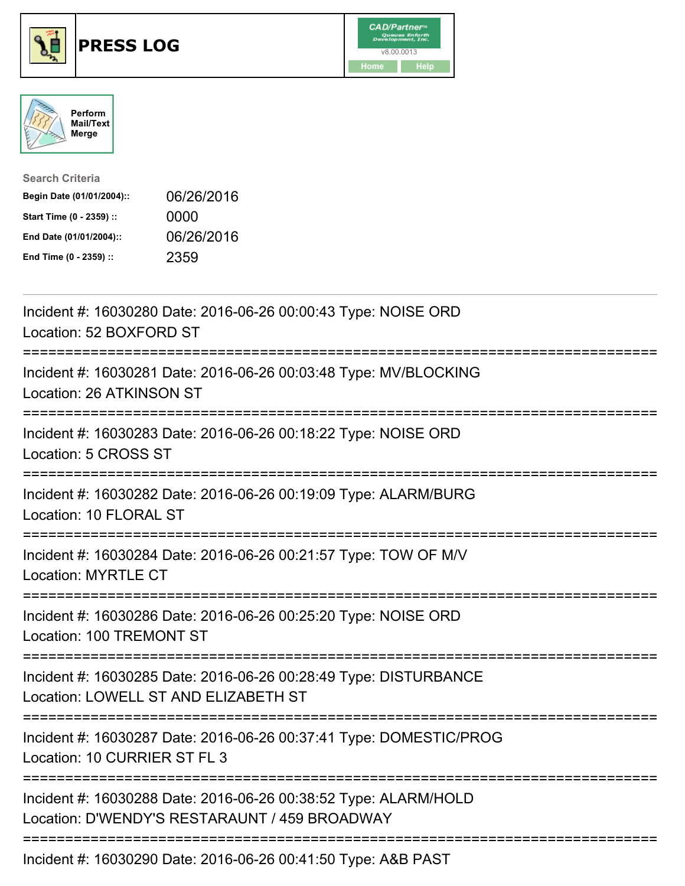# PRESS LOG

Perform Mail/Text Merge

**Search Criteria**

| | |
|---|---|
| Begin Date (01/01/2004):: | 06/26/2016 |
| Start Time (0 - 2359) :: | 0000 |
| End Date (01/01/2004):: | 06/26/2016 |
| End Time (0 - 2359) :: | 2359 |

Incident #: 16030280 Date: 2016-06-26 00:00:43 Type: NOISE ORD
Location: 52 BOXFORD ST

===========================================================================

Incident #: 16030281 Date: 2016-06-26 00:03:48 Type: MV/BLOCKING
Location: 26 ATKINSON ST

===========================================================================

Incident #: 16030283 Date: 2016-06-26 00:18:22 Type: NOISE ORD
Location: 5 CROSS ST

===========================================================================

Incident #: 16030282 Date: 2016-06-26 00:19:09 Type: ALARM/BURG
Location: 10 FLORAL ST

===========================================================================

Incident #: 16030284 Date: 2016-06-26 00:21:57 Type: TOW OF M/V
Location: MYRTLE CT

===========================================================================

Incident #: 16030286 Date: 2016-06-26 00:25:20 Type: NOISE ORD
Location: 100 TREMONT ST

===========================================================================

Incident #: 16030285 Date: 2016-06-26 00:28:49 Type: DISTURBANCE
Location: LOWELL ST AND ELIZABETH ST

===========================================================================

Incident #: 16030287 Date: 2016-06-26 00:37:41 Type: DOMESTIC/PROG
Location: 10 CURRIER ST FL 3

===========================================================================

Incident #: 16030288 Date: 2016-06-26 00:38:52 Type: ALARM/HOLD
Location: D'WENDY'S RESTARAUNT / 459 BROADWAY

===========================================================================

Incident #: 16030290 Date: 2016-06-26 00:41:50 Type: A&B PAST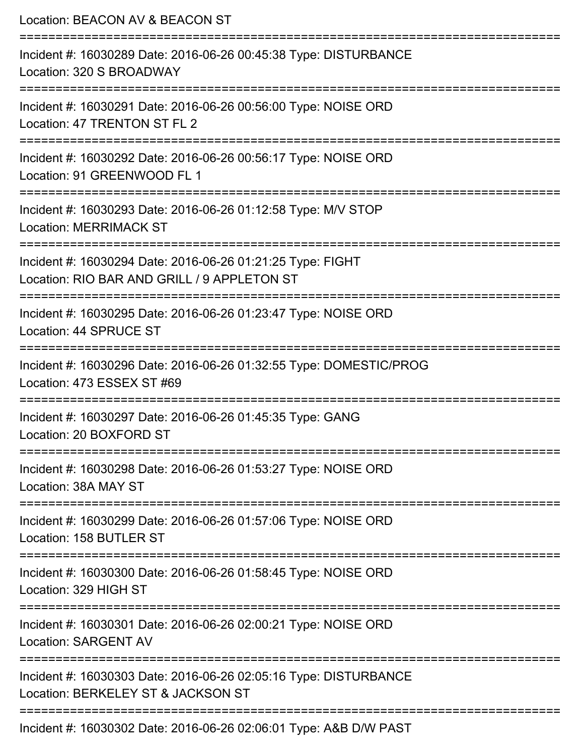Location: BEACON AV & BEACON ST

===========================================================================

Incident #: 16030289 Date: 2016-06-26 00:45:38 Type: DISTURBANCE
Location: 320 S BROADWAY

===========================================================================

Incident #: 16030291 Date: 2016-06-26 00:56:00 Type: NOISE ORD
Location: 47 TRENTON ST FL 2

===========================================================================

Incident #: 16030292 Date: 2016-06-26 00:56:17 Type: NOISE ORD
Location: 91 GREENWOOD FL 1

===========================================================================

Incident #: 16030293 Date: 2016-06-26 01:12:58 Type: M/V STOP
Location: MERRIMACK ST

===========================================================================

Incident #: 16030294 Date: 2016-06-26 01:21:25 Type: FIGHT
Location: RIO BAR AND GRILL / 9 APPLETON ST

===========================================================================

Incident #: 16030295 Date: 2016-06-26 01:23:47 Type: NOISE ORD
Location: 44 SPRUCE ST

===========================================================================

Incident #: 16030296 Date: 2016-06-26 01:32:55 Type: DOMESTIC/PROG
Location: 473 ESSEX ST #69

===========================================================================

Incident #: 16030297 Date: 2016-06-26 01:45:35 Type: GANG
Location: 20 BOXFORD ST

===========================================================================

Incident #: 16030298 Date: 2016-06-26 01:53:27 Type: NOISE ORD
Location: 38A MAY ST

===========================================================================

Incident #: 16030299 Date: 2016-06-26 01:57:06 Type: NOISE ORD
Location: 158 BUTLER ST

===========================================================================

Incident #: 16030300 Date: 2016-06-26 01:58:45 Type: NOISE ORD
Location: 329 HIGH ST

===========================================================================

Incident #: 16030301 Date: 2016-06-26 02:00:21 Type: NOISE ORD
Location: SARGENT AV

===========================================================================

Incident #: 16030303 Date: 2016-06-26 02:05:16 Type: DISTURBANCE
Location: BERKELEY ST & JACKSON ST

===========================================================================

Incident #: 16030302 Date: 2016-06-26 02:06:01 Type: A&B D/W PAST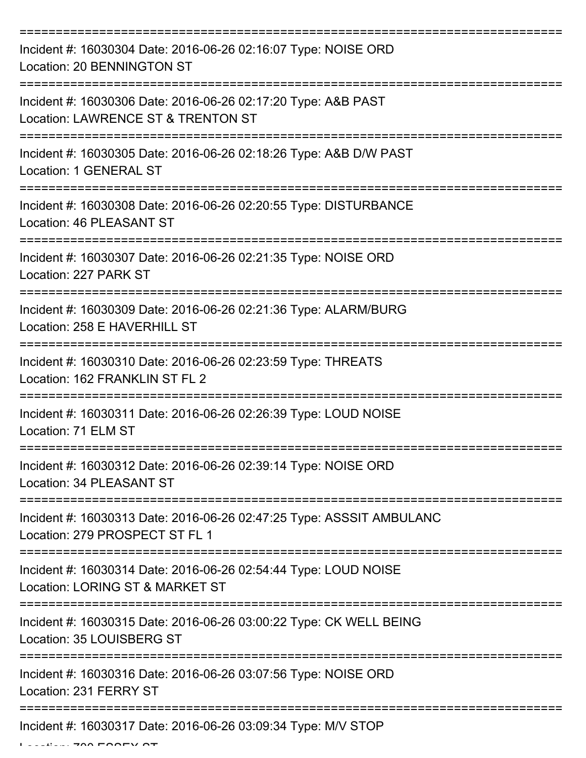===========================================================================

Incident #: 16030304 Date: 2016-06-26 02:16:07 Type: NOISE ORD
Location: 20 BENNINGTON ST

===========================================================================

Incident #: 16030306 Date: 2016-06-26 02:17:20 Type: A&B PAST
Location: LAWRENCE ST & TRENTON ST

===========================================================================

Incident #: 16030305 Date: 2016-06-26 02:18:26 Type: A&B D/W PAST
Location: 1 GENERAL ST

===========================================================================

Incident #: 16030308 Date: 2016-06-26 02:20:55 Type: DISTURBANCE
Location: 46 PLEASANT ST

===========================================================================

Incident #: 16030307 Date: 2016-06-26 02:21:35 Type: NOISE ORD
Location: 227 PARK ST

===========================================================================

Incident #: 16030309 Date: 2016-06-26 02:21:36 Type: ALARM/BURG
Location: 258 E HAVERHILL ST

===========================================================================

Incident #: 16030310 Date: 2016-06-26 02:23:59 Type: THREATS
Location: 162 FRANKLIN ST FL 2

===========================================================================

Incident #: 16030311 Date: 2016-06-26 02:26:39 Type: LOUD NOISE
Location: 71 ELM ST

===========================================================================

Incident #: 16030312 Date: 2016-06-26 02:39:14 Type: NOISE ORD
Location: 34 PLEASANT ST

===========================================================================

Incident #: 16030313 Date: 2016-06-26 02:47:25 Type: ASSSIT AMBULANC
Location: 279 PROSPECT ST FL 1

===========================================================================

Incident #: 16030314 Date: 2016-06-26 02:54:44 Type: LOUD NOISE
Location: LORING ST & MARKET ST

===========================================================================

Incident #: 16030315 Date: 2016-06-26 03:00:22 Type: CK WELL BEING
Location: 35 LOUISBERG ST

===========================================================================

Incident #: 16030316 Date: 2016-06-26 03:07:56 Type: NOISE ORD
Location: 231 FERRY ST

===========================================================================

Incident #: 16030317 Date: 2016-06-26 03:09:34 Type: M/V STOP
Location: 700 ESSEX ST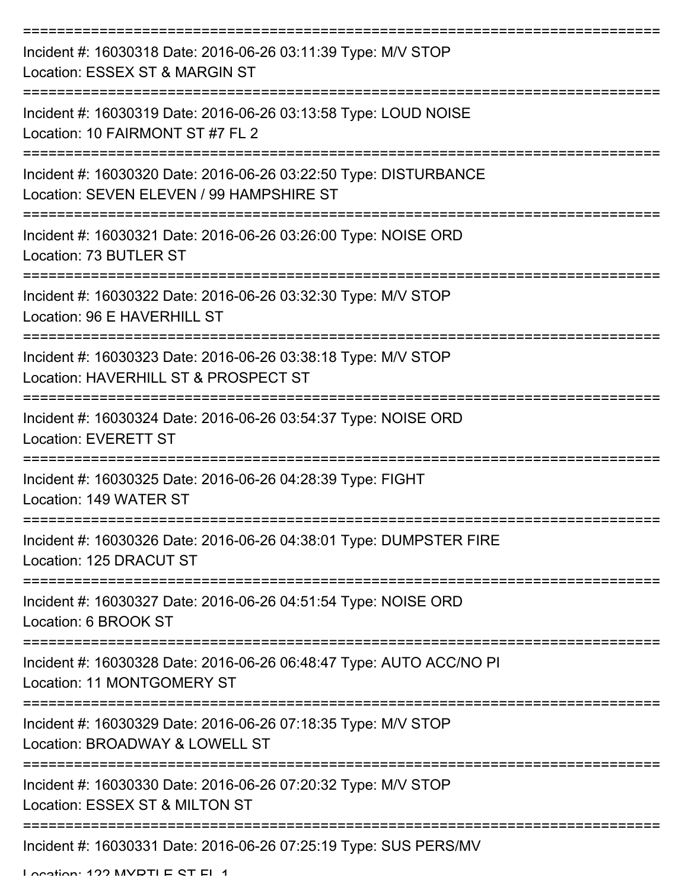===========================================================================

Incident #: 16030318 Date: 2016-06-26 03:11:39 Type: M/V STOP
Location: ESSEX ST & MARGIN ST

===========================================================================

Incident #: 16030319 Date: 2016-06-26 03:13:58 Type: LOUD NOISE
Location: 10 FAIRMONT ST #7 FL 2

===========================================================================

Incident #: 16030320 Date: 2016-06-26 03:22:50 Type: DISTURBANCE
Location: SEVEN ELEVEN / 99 HAMPSHIRE ST

===========================================================================

Incident #: 16030321 Date: 2016-06-26 03:26:00 Type: NOISE ORD
Location: 73 BUTLER ST

===========================================================================

Incident #: 16030322 Date: 2016-06-26 03:32:30 Type: M/V STOP
Location: 96 E HAVERHILL ST

===========================================================================

Incident #: 16030323 Date: 2016-06-26 03:38:18 Type: M/V STOP
Location: HAVERHILL ST & PROSPECT ST

===========================================================================

Incident #: 16030324 Date: 2016-06-26 03:54:37 Type: NOISE ORD
Location: EVERETT ST

===========================================================================

Incident #: 16030325 Date: 2016-06-26 04:28:39 Type: FIGHT
Location: 149 WATER ST

===========================================================================

Incident #: 16030326 Date: 2016-06-26 04:38:01 Type: DUMPSTER FIRE
Location: 125 DRACUT ST

===========================================================================

Incident #: 16030327 Date: 2016-06-26 04:51:54 Type: NOISE ORD
Location: 6 BROOK ST

===========================================================================

Incident #: 16030328 Date: 2016-06-26 06:48:47 Type: AUTO ACC/NO PI
Location: 11 MONTGOMERY ST

===========================================================================

Incident #: 16030329 Date: 2016-06-26 07:18:35 Type: M/V STOP
Location: BROADWAY & LOWELL ST

===========================================================================

Incident #: 16030330 Date: 2016-06-26 07:20:32 Type: M/V STOP
Location: ESSEX ST & MILTON ST

===========================================================================

Incident #: 16030331 Date: 2016-06-26 07:25:19 Type: SUS PERS/MV
Location: 122 MYRTLE ST FL 1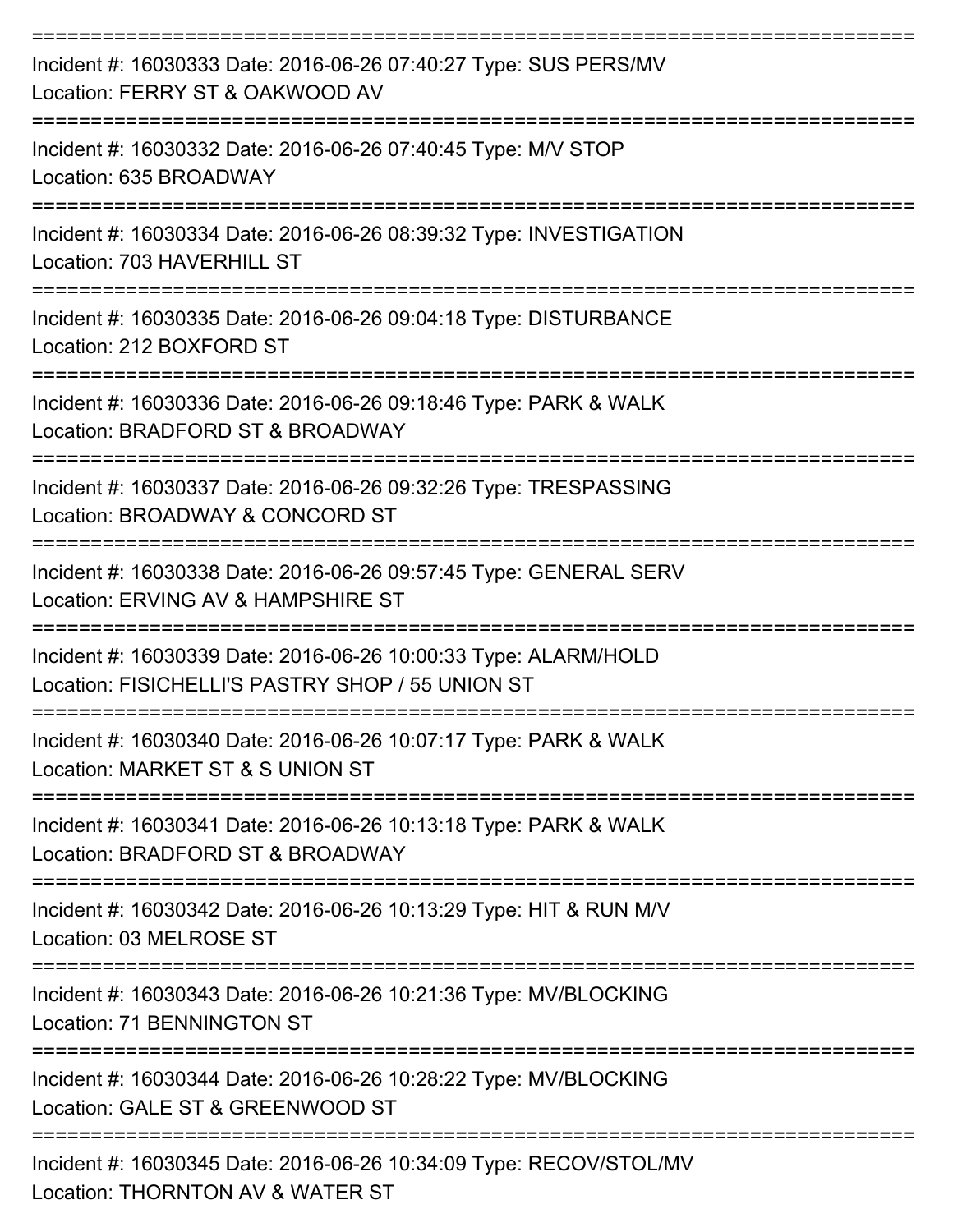===========================================================================

Incident #: 16030333 Date: 2016-06-26 07:40:27 Type: SUS PERS/MV
Location: FERRY ST & OAKWOOD AV

===========================================================================

Incident #: 16030332 Date: 2016-06-26 07:40:45 Type: M/V STOP
Location: 635 BROADWAY

===========================================================================

Incident #: 16030334 Date: 2016-06-26 08:39:32 Type: INVESTIGATION
Location: 703 HAVERHILL ST

===========================================================================

Incident #: 16030335 Date: 2016-06-26 09:04:18 Type: DISTURBANCE
Location: 212 BOXFORD ST

===========================================================================

Incident #: 16030336 Date: 2016-06-26 09:18:46 Type: PARK & WALK
Location: BRADFORD ST & BROADWAY

===========================================================================

Incident #: 16030337 Date: 2016-06-26 09:32:26 Type: TRESPASSING
Location: BROADWAY & CONCORD ST

===========================================================================

Incident #: 16030338 Date: 2016-06-26 09:57:45 Type: GENERAL SERV
Location: ERVING AV & HAMPSHIRE ST

===========================================================================

Incident #: 16030339 Date: 2016-06-26 10:00:33 Type: ALARM/HOLD
Location: FISICHELLI'S PASTRY SHOP / 55 UNION ST

===========================================================================

Incident #: 16030340 Date: 2016-06-26 10:07:17 Type: PARK & WALK
Location: MARKET ST & S UNION ST

===========================================================================

Incident #: 16030341 Date: 2016-06-26 10:13:18 Type: PARK & WALK
Location: BRADFORD ST & BROADWAY

===========================================================================

Incident #: 16030342 Date: 2016-06-26 10:13:29 Type: HIT & RUN M/V
Location: 03 MELROSE ST

===========================================================================

Incident #: 16030343 Date: 2016-06-26 10:21:36 Type: MV/BLOCKING
Location: 71 BENNINGTON ST

===========================================================================

Incident #: 16030344 Date: 2016-06-26 10:28:22 Type: MV/BLOCKING
Location: GALE ST & GREENWOOD ST

===========================================================================

Incident #: 16030345 Date: 2016-06-26 10:34:09 Type: RECOV/STOL/MV
Location: THORNTON AV & WATER ST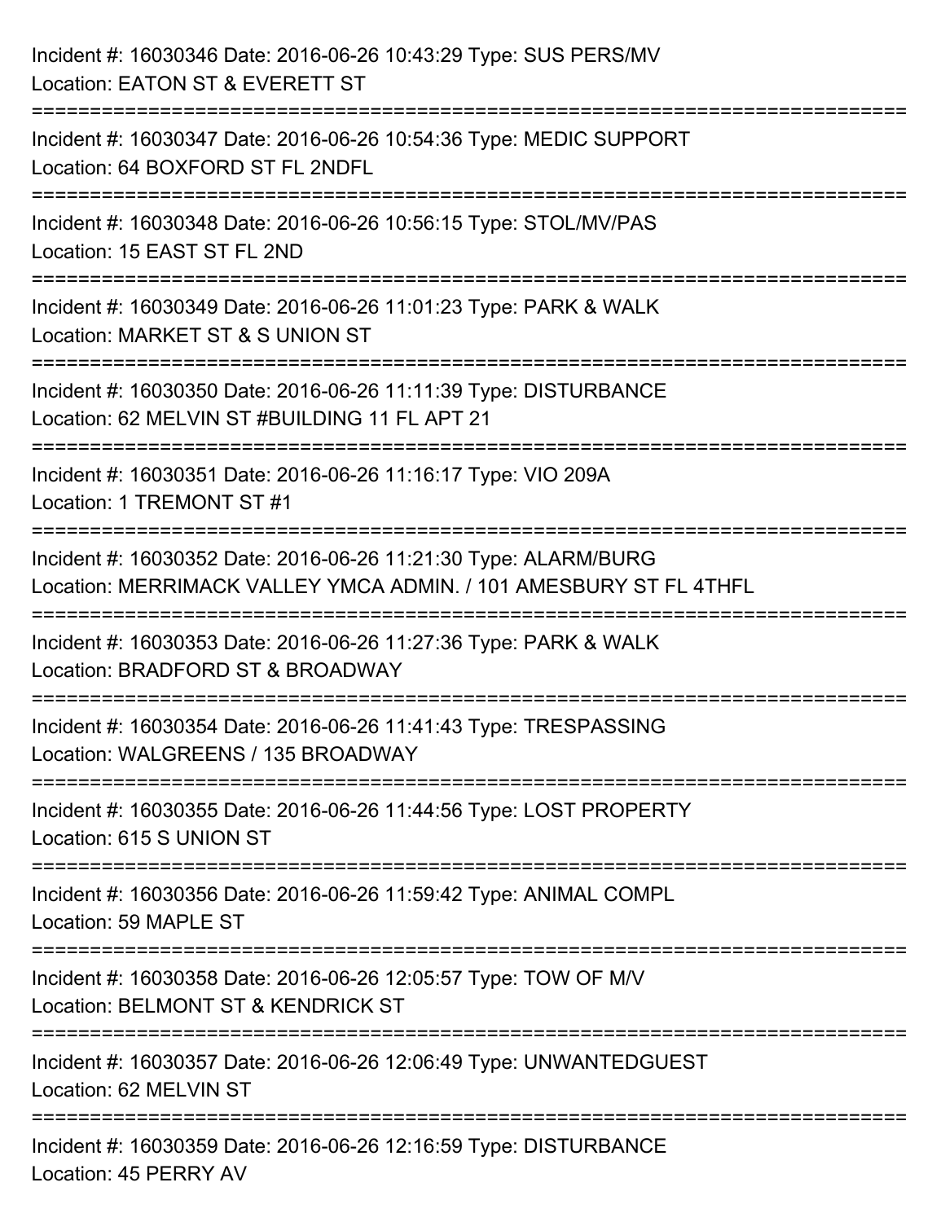Incident #: 16030346 Date: 2016-06-26 10:43:29 Type: SUS PERS/MV
Location: EATON ST & EVERETT ST

===========================================================================

Incident #: 16030347 Date: 2016-06-26 10:54:36 Type: MEDIC SUPPORT
Location: 64 BOXFORD ST FL 2NDFL

===========================================================================

Incident #: 16030348 Date: 2016-06-26 10:56:15 Type: STOL/MV/PAS
Location: 15 EAST ST FL 2ND

===========================================================================

Incident #: 16030349 Date: 2016-06-26 11:01:23 Type: PARK & WALK
Location: MARKET ST & S UNION ST

===========================================================================

Incident #: 16030350 Date: 2016-06-26 11:11:39 Type: DISTURBANCE
Location: 62 MELVIN ST #BUILDING 11 FL APT 21

===========================================================================

Incident #: 16030351 Date: 2016-06-26 11:16:17 Type: VIO 209A
Location: 1 TREMONT ST #1

===========================================================================

Incident #: 16030352 Date: 2016-06-26 11:21:30 Type: ALARM/BURG
Location: MERRIMACK VALLEY YMCA ADMIN. / 101 AMESBURY ST FL 4THFL

===========================================================================

Incident #: 16030353 Date: 2016-06-26 11:27:36 Type: PARK & WALK
Location: BRADFORD ST & BROADWAY

===========================================================================

Incident #: 16030354 Date: 2016-06-26 11:41:43 Type: TRESPASSING
Location: WALGREENS / 135 BROADWAY

===========================================================================

Incident #: 16030355 Date: 2016-06-26 11:44:56 Type: LOST PROPERTY
Location: 615 S UNION ST

===========================================================================

Incident #: 16030356 Date: 2016-06-26 11:59:42 Type: ANIMAL COMPL
Location: 59 MAPLE ST

===========================================================================

Incident #: 16030358 Date: 2016-06-26 12:05:57 Type: TOW OF M/V
Location: BELMONT ST & KENDRICK ST

===========================================================================

Incident #: 16030357 Date: 2016-06-26 12:06:49 Type: UNWANTEDGUEST
Location: 62 MELVIN ST

===========================================================================

Incident #: 16030359 Date: 2016-06-26 12:16:59 Type: DISTURBANCE
Location: 45 PERRY AV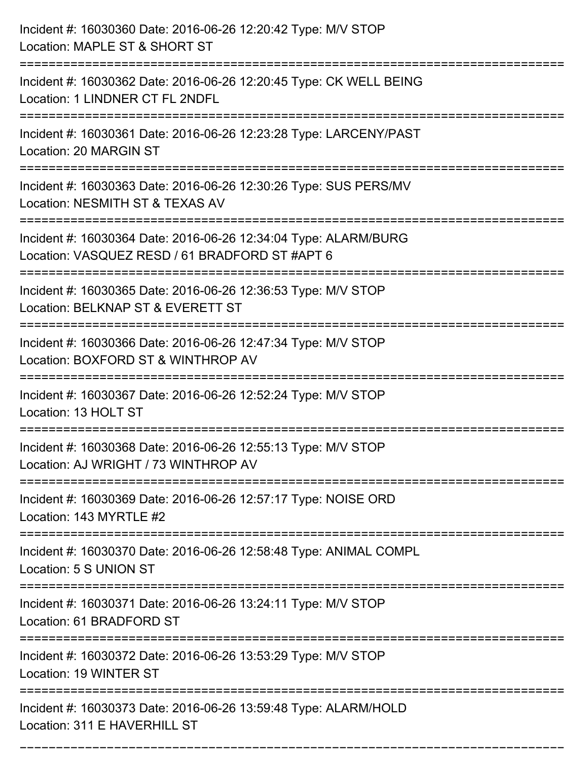Incident #: 16030360 Date: 2016-06-26 12:20:42 Type: M/V STOP
Location: MAPLE ST & SHORT ST

===========================================================================

Incident #: 16030362 Date: 2016-06-26 12:20:45 Type: CK WELL BEING
Location: 1 LINDNER CT FL 2NDFL

===========================================================================

Incident #: 16030361 Date: 2016-06-26 12:23:28 Type: LARCENY/PAST
Location: 20 MARGIN ST

===========================================================================

Incident #: 16030363 Date: 2016-06-26 12:30:26 Type: SUS PERS/MV
Location: NESMITH ST & TEXAS AV

===========================================================================

Incident #: 16030364 Date: 2016-06-26 12:34:04 Type: ALARM/BURG
Location: VASQUEZ RESD / 61 BRADFORD ST #APT 6

===========================================================================

Incident #: 16030365 Date: 2016-06-26 12:36:53 Type: M/V STOP
Location: BELKNAP ST & EVERETT ST

===========================================================================

Incident #: 16030366 Date: 2016-06-26 12:47:34 Type: M/V STOP
Location: BOXFORD ST & WINTHROP AV

===========================================================================

Incident #: 16030367 Date: 2016-06-26 12:52:24 Type: M/V STOP
Location: 13 HOLT ST

===========================================================================

Incident #: 16030368 Date: 2016-06-26 12:55:13 Type: M/V STOP
Location: AJ WRIGHT / 73 WINTHROP AV

===========================================================================

Incident #: 16030369 Date: 2016-06-26 12:57:17 Type: NOISE ORD
Location: 143 MYRTLE #2

===========================================================================

Incident #: 16030370 Date: 2016-06-26 12:58:48 Type: ANIMAL COMPL
Location: 5 S UNION ST

===========================================================================

Incident #: 16030371 Date: 2016-06-26 13:24:11 Type: M/V STOP
Location: 61 BRADFORD ST

===========================================================================

Incident #: 16030372 Date: 2016-06-26 13:53:29 Type: M/V STOP
Location: 19 WINTER ST

===========================================================================

Incident #: 16030373 Date: 2016-06-26 13:59:48 Type: ALARM/HOLD
Location: 311 E HAVERHILL ST

===========================================================================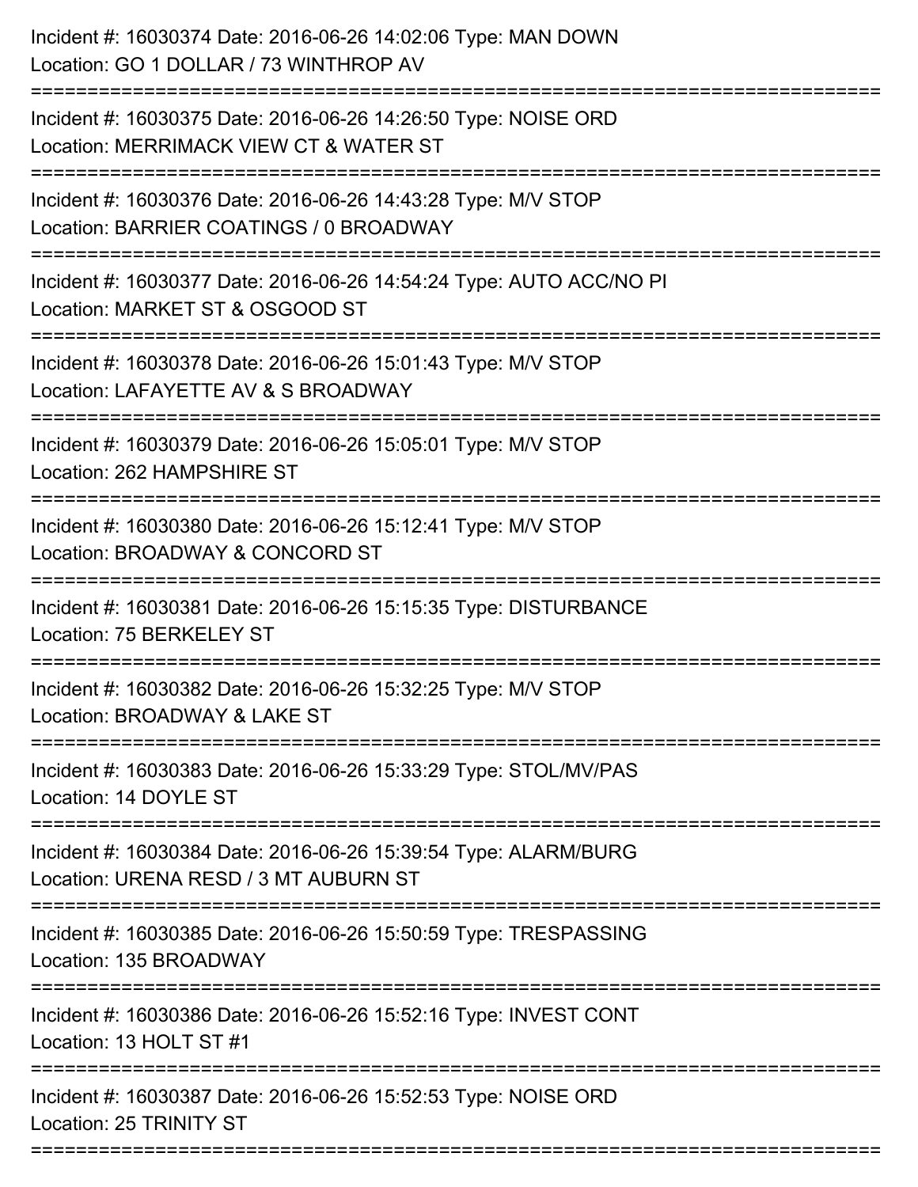Incident #: 16030374 Date: 2016-06-26 14:02:06 Type: MAN DOWN
Location: GO 1 DOLLAR / 73 WINTHROP AV

===========================================================================

Incident #: 16030375 Date: 2016-06-26 14:26:50 Type: NOISE ORD
Location: MERRIMACK VIEW CT & WATER ST

===========================================================================

Incident #: 16030376 Date: 2016-06-26 14:43:28 Type: M/V STOP
Location: BARRIER COATINGS / 0 BROADWAY

===========================================================================

Incident #: 16030377 Date: 2016-06-26 14:54:24 Type: AUTO ACC/NO PI
Location: MARKET ST & OSGOOD ST

===========================================================================

Incident #: 16030378 Date: 2016-06-26 15:01:43 Type: M/V STOP
Location: LAFAYETTE AV & S BROADWAY

===========================================================================

Incident #: 16030379 Date: 2016-06-26 15:05:01 Type: M/V STOP
Location: 262 HAMPSHIRE ST

===========================================================================

Incident #: 16030380 Date: 2016-06-26 15:12:41 Type: M/V STOP
Location: BROADWAY & CONCORD ST

===========================================================================

Incident #: 16030381 Date: 2016-06-26 15:15:35 Type: DISTURBANCE
Location: 75 BERKELEY ST

===========================================================================

Incident #: 16030382 Date: 2016-06-26 15:32:25 Type: M/V STOP
Location: BROADWAY & LAKE ST

===========================================================================

Incident #: 16030383 Date: 2016-06-26 15:33:29 Type: STOL/MV/PAS
Location: 14 DOYLE ST

===========================================================================

Incident #: 16030384 Date: 2016-06-26 15:39:54 Type: ALARM/BURG
Location: URENA RESD / 3 MT AUBURN ST

===========================================================================

Incident #: 16030385 Date: 2016-06-26 15:50:59 Type: TRESPASSING
Location: 135 BROADWAY

===========================================================================

Incident #: 16030386 Date: 2016-06-26 15:52:16 Type: INVEST CONT
Location: 13 HOLT ST #1

===========================================================================

Incident #: 16030387 Date: 2016-06-26 15:52:53 Type: NOISE ORD
Location: 25 TRINITY ST

===========================================================================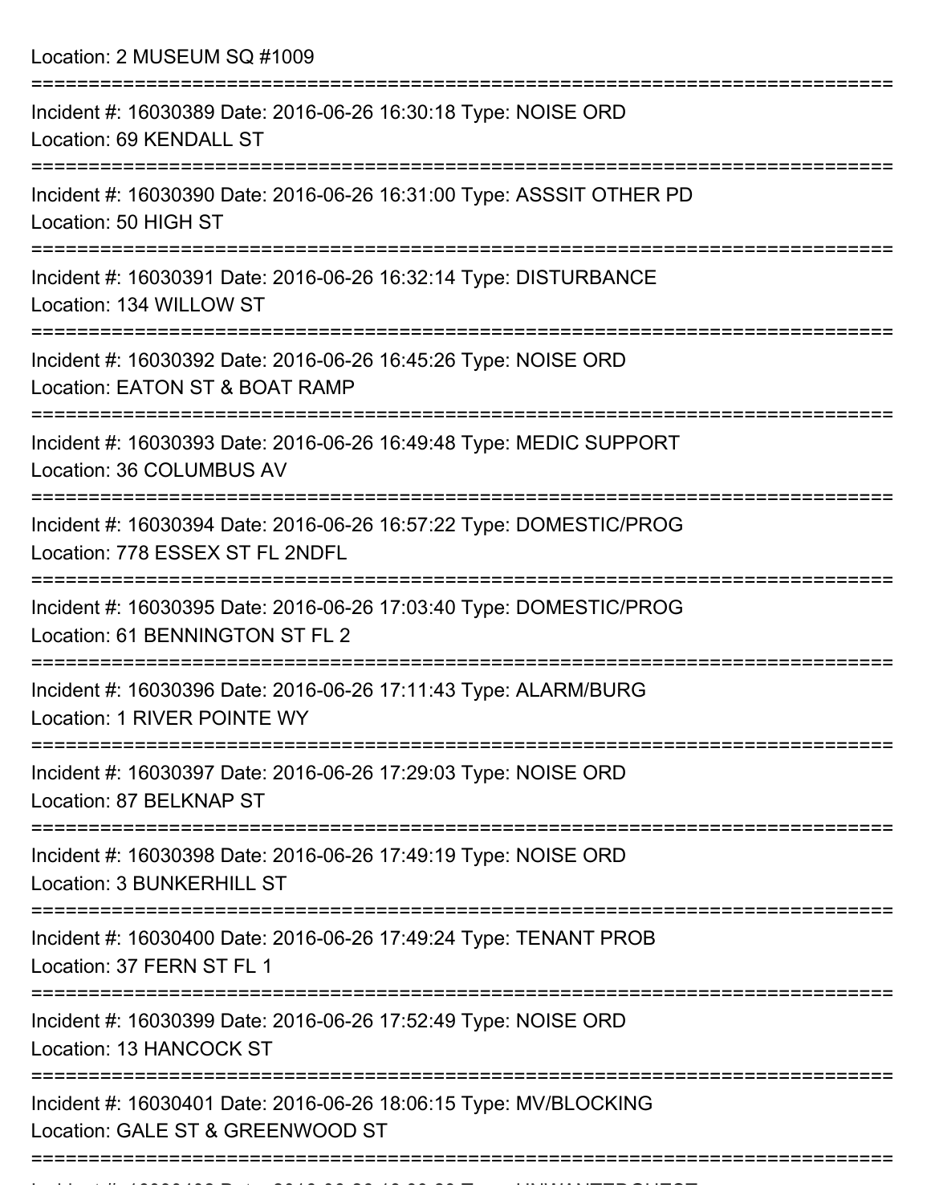Location: 2 MUSEUM SQ #1009

===========================================================================

Incident #: 16030389 Date: 2016-06-26 16:30:18 Type: NOISE ORD
Location: 69 KENDALL ST

===========================================================================

Incident #: 16030390 Date: 2016-06-26 16:31:00 Type: ASSSIT OTHER PD
Location: 50 HIGH ST

===========================================================================

Incident #: 16030391 Date: 2016-06-26 16:32:14 Type: DISTURBANCE
Location: 134 WILLOW ST

===========================================================================

Incident #: 16030392 Date: 2016-06-26 16:45:26 Type: NOISE ORD
Location: EATON ST & BOAT RAMP

===========================================================================

Incident #: 16030393 Date: 2016-06-26 16:49:48 Type: MEDIC SUPPORT
Location: 36 COLUMBUS AV

===========================================================================

Incident #: 16030394 Date: 2016-06-26 16:57:22 Type: DOMESTIC/PROG
Location: 778 ESSEX ST FL 2NDFL

===========================================================================

Incident #: 16030395 Date: 2016-06-26 17:03:40 Type: DOMESTIC/PROG
Location: 61 BENNINGTON ST FL 2

===========================================================================

Incident #: 16030396 Date: 2016-06-26 17:11:43 Type: ALARM/BURG
Location: 1 RIVER POINTE WY

===========================================================================

Incident #: 16030397 Date: 2016-06-26 17:29:03 Type: NOISE ORD
Location: 87 BELKNAP ST

===========================================================================

Incident #: 16030398 Date: 2016-06-26 17:49:19 Type: NOISE ORD
Location: 3 BUNKERHILL ST

===========================================================================

Incident #: 16030400 Date: 2016-06-26 17:49:24 Type: TENANT PROB
Location: 37 FERN ST FL 1

===========================================================================

Incident #: 16030399 Date: 2016-06-26 17:52:49 Type: NOISE ORD
Location: 13 HANCOCK ST

===========================================================================

Incident #: 16030401 Date: 2016-06-26 18:06:15 Type: MV/BLOCKING
Location: GALE ST & GREENWOOD ST

===========================================================================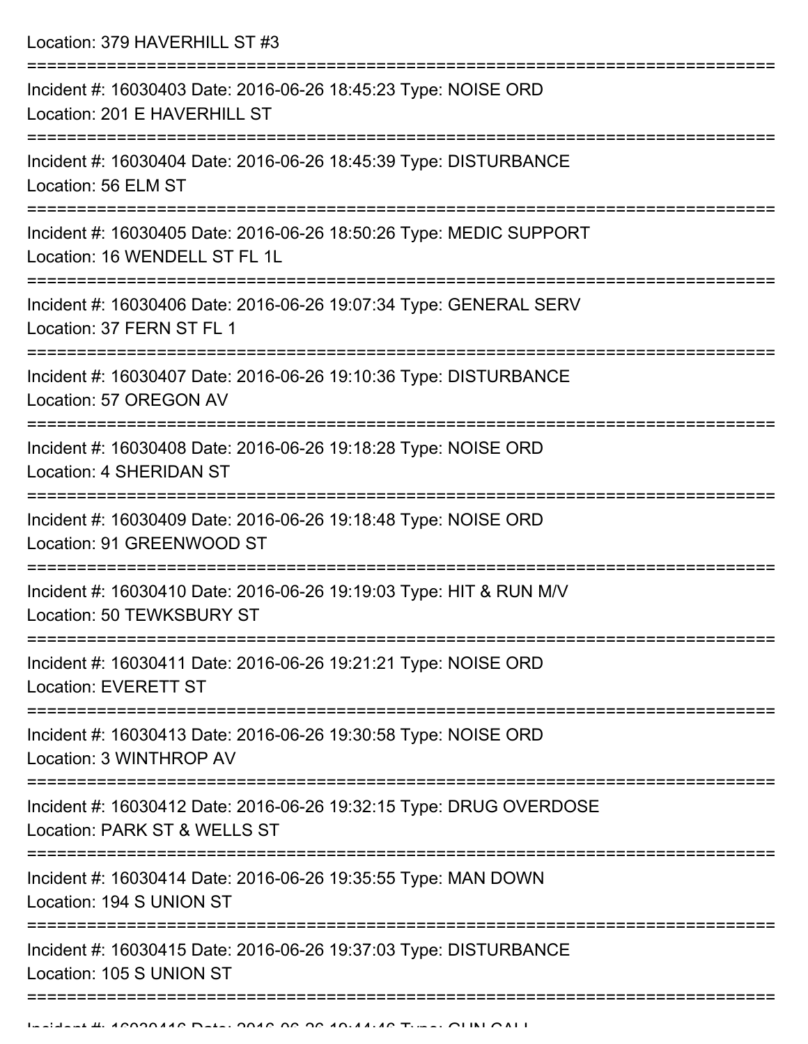Location: 379 HAVERHILL ST #3

===========================================================================

Incident #: 16030403 Date: 2016-06-26 18:45:23 Type: NOISE ORD
Location: 201 E HAVERHILL ST

===========================================================================

Incident #: 16030404 Date: 2016-06-26 18:45:39 Type: DISTURBANCE
Location: 56 ELM ST

===========================================================================

Incident #: 16030405 Date: 2016-06-26 18:50:26 Type: MEDIC SUPPORT
Location: 16 WENDELL ST FL 1L

===========================================================================

Incident #: 16030406 Date: 2016-06-26 19:07:34 Type: GENERAL SERV
Location: 37 FERN ST FL 1

===========================================================================

Incident #: 16030407 Date: 2016-06-26 19:10:36 Type: DISTURBANCE
Location: 57 OREGON AV

===========================================================================

Incident #: 16030408 Date: 2016-06-26 19:18:28 Type: NOISE ORD
Location: 4 SHERIDAN ST

===========================================================================

Incident #: 16030409 Date: 2016-06-26 19:18:48 Type: NOISE ORD
Location: 91 GREENWOOD ST

===========================================================================

Incident #: 16030410 Date: 2016-06-26 19:19:03 Type: HIT & RUN M/V
Location: 50 TEWKSBURY ST

===========================================================================

Incident #: 16030411 Date: 2016-06-26 19:21:21 Type: NOISE ORD
Location: EVERETT ST

===========================================================================

Incident #: 16030413 Date: 2016-06-26 19:30:58 Type: NOISE ORD
Location: 3 WINTHROP AV

===========================================================================

Incident #: 16030412 Date: 2016-06-26 19:32:15 Type: DRUG OVERDOSE
Location: PARK ST & WELLS ST

===========================================================================

Incident #: 16030414 Date: 2016-06-26 19:35:55 Type: MAN DOWN
Location: 194 S UNION ST

===========================================================================

Incident #: 16030415 Date: 2016-06-26 19:37:03 Type: DISTURBANCE
Location: 105 S UNION ST

===========================================================================

Incident #: 16030416 Date: 2016-06-26 19:44:46 Type: GUN CALL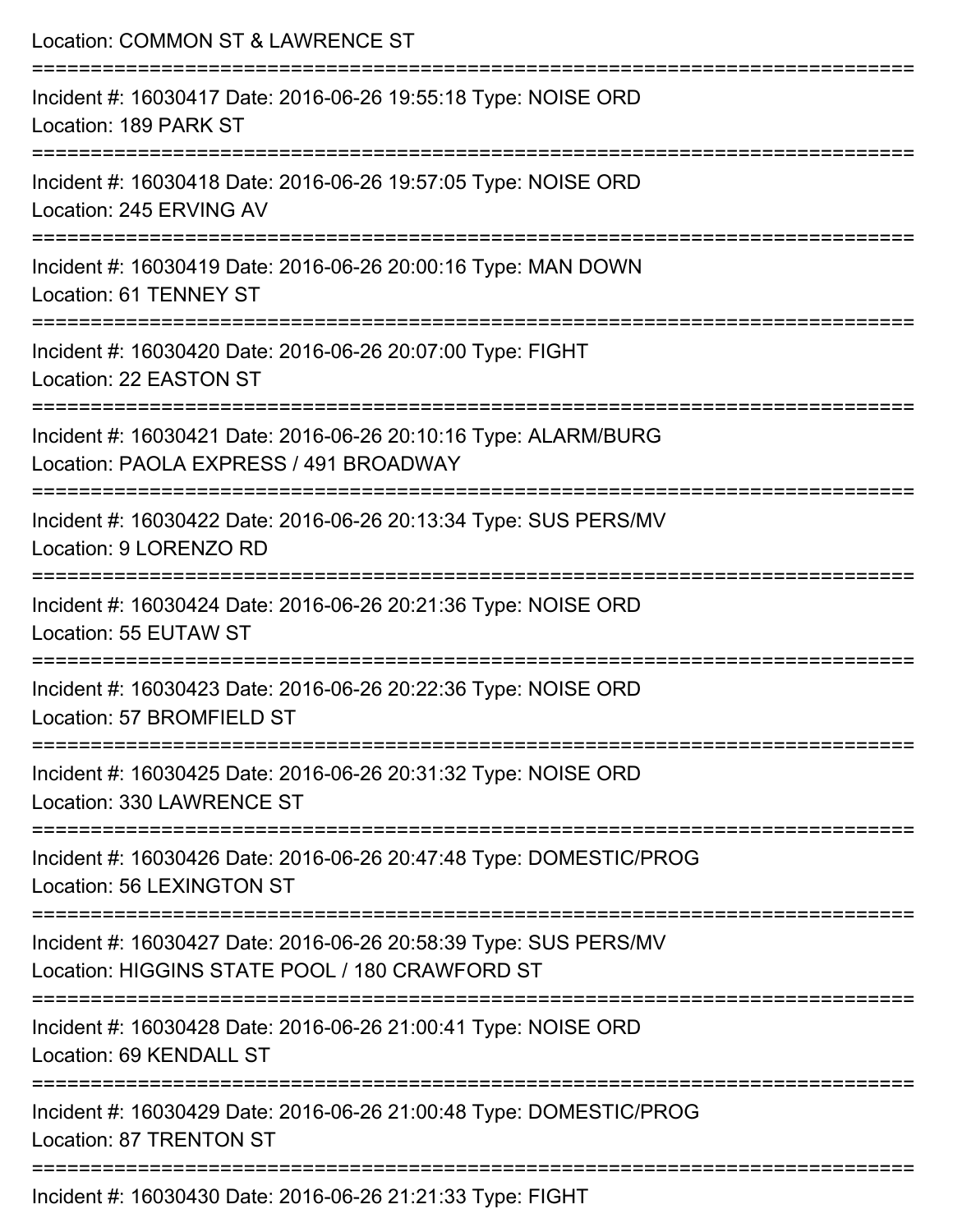Location: COMMON ST & LAWRENCE ST

===========================================================================

Incident #: 16030417 Date: 2016-06-26 19:55:18 Type: NOISE ORD
Location: 189 PARK ST

===========================================================================

Incident #: 16030418 Date: 2016-06-26 19:57:05 Type: NOISE ORD
Location: 245 ERVING AV

===========================================================================

Incident #: 16030419 Date: 2016-06-26 20:00:16 Type: MAN DOWN
Location: 61 TENNEY ST

===========================================================================

Incident #: 16030420 Date: 2016-06-26 20:07:00 Type: FIGHT
Location: 22 EASTON ST

===========================================================================

Incident #: 16030421 Date: 2016-06-26 20:10:16 Type: ALARM/BURG
Location: PAOLA EXPRESS / 491 BROADWAY

===========================================================================

Incident #: 16030422 Date: 2016-06-26 20:13:34 Type: SUS PERS/MV
Location: 9 LORENZO RD

===========================================================================

Incident #: 16030424 Date: 2016-06-26 20:21:36 Type: NOISE ORD
Location: 55 EUTAW ST

===========================================================================

Incident #: 16030423 Date: 2016-06-26 20:22:36 Type: NOISE ORD
Location: 57 BROMFIELD ST

===========================================================================

Incident #: 16030425 Date: 2016-06-26 20:31:32 Type: NOISE ORD
Location: 330 LAWRENCE ST

===========================================================================

Incident #: 16030426 Date: 2016-06-26 20:47:48 Type: DOMESTIC/PROG
Location: 56 LEXINGTON ST

===========================================================================

Incident #: 16030427 Date: 2016-06-26 20:58:39 Type: SUS PERS/MV
Location: HIGGINS STATE POOL / 180 CRAWFORD ST

===========================================================================

Incident #: 16030428 Date: 2016-06-26 21:00:41 Type: NOISE ORD
Location: 69 KENDALL ST

===========================================================================

Incident #: 16030429 Date: 2016-06-26 21:00:48 Type: DOMESTIC/PROG
Location: 87 TRENTON ST

===========================================================================

Incident #: 16030430 Date: 2016-06-26 21:21:33 Type: FIGHT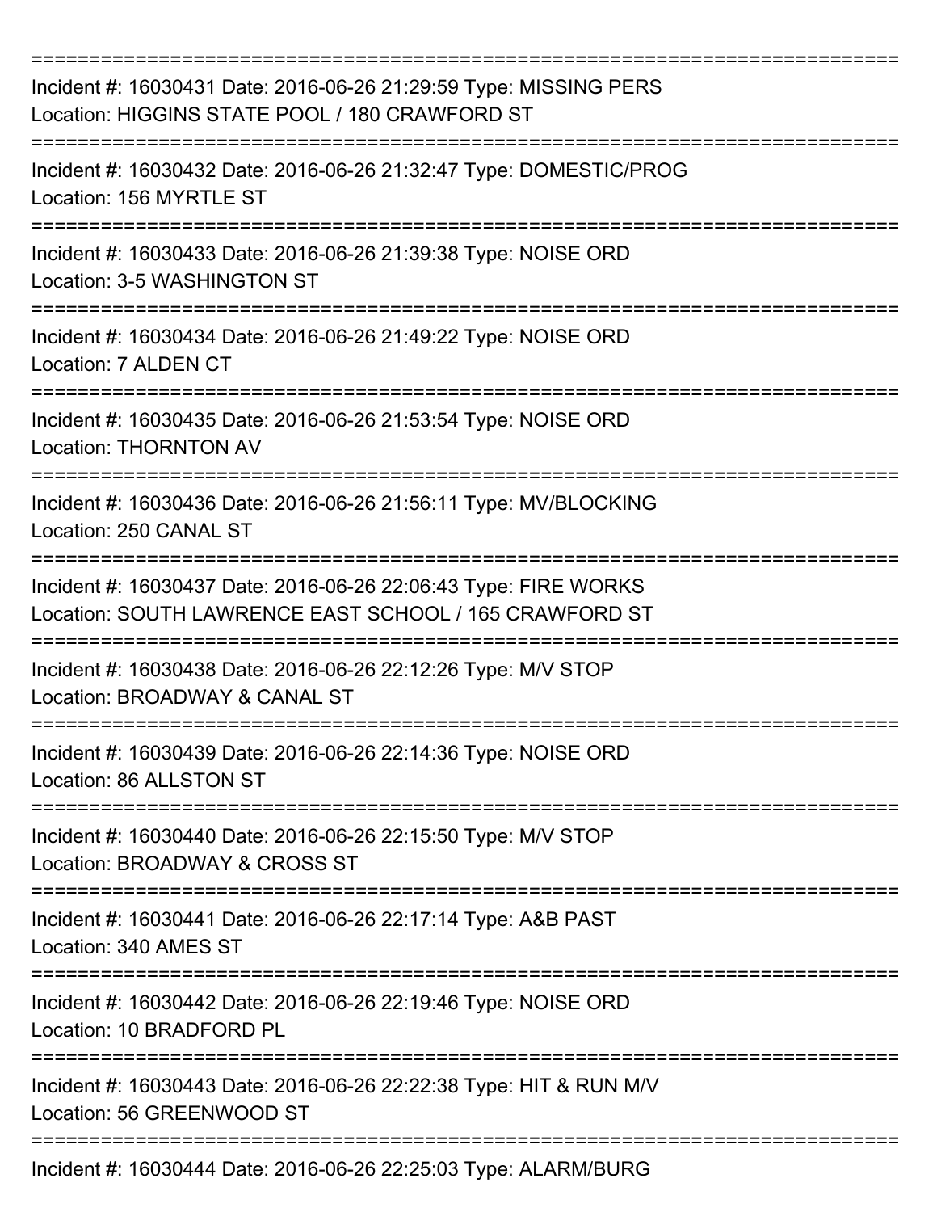===========================================================================

Incident #: 16030431 Date: 2016-06-26 21:29:59 Type: MISSING PERS
Location: HIGGINS STATE POOL / 180 CRAWFORD ST

===========================================================================

Incident #: 16030432 Date: 2016-06-26 21:32:47 Type: DOMESTIC/PROG
Location: 156 MYRTLE ST

===========================================================================

Incident #: 16030433 Date: 2016-06-26 21:39:38 Type: NOISE ORD
Location: 3-5 WASHINGTON ST

===========================================================================

Incident #: 16030434 Date: 2016-06-26 21:49:22 Type: NOISE ORD
Location: 7 ALDEN CT

===========================================================================

Incident #: 16030435 Date: 2016-06-26 21:53:54 Type: NOISE ORD
Location: THORNTON AV

===========================================================================

Incident #: 16030436 Date: 2016-06-26 21:56:11 Type: MV/BLOCKING
Location: 250 CANAL ST

===========================================================================

Incident #: 16030437 Date: 2016-06-26 22:06:43 Type: FIRE WORKS
Location: SOUTH LAWRENCE EAST SCHOOL / 165 CRAWFORD ST

===========================================================================

Incident #: 16030438 Date: 2016-06-26 22:12:26 Type: M/V STOP
Location: BROADWAY & CANAL ST

===========================================================================

Incident #: 16030439 Date: 2016-06-26 22:14:36 Type: NOISE ORD
Location: 86 ALLSTON ST

===========================================================================

Incident #: 16030440 Date: 2016-06-26 22:15:50 Type: M/V STOP
Location: BROADWAY & CROSS ST

===========================================================================

Incident #: 16030441 Date: 2016-06-26 22:17:14 Type: A&B PAST
Location: 340 AMES ST

===========================================================================

Incident #: 16030442 Date: 2016-06-26 22:19:46 Type: NOISE ORD
Location: 10 BRADFORD PL

===========================================================================

Incident #: 16030443 Date: 2016-06-26 22:22:38 Type: HIT & RUN M/V
Location: 56 GREENWOOD ST

===========================================================================

Incident #: 16030444 Date: 2016-06-26 22:25:03 Type: ALARM/BURG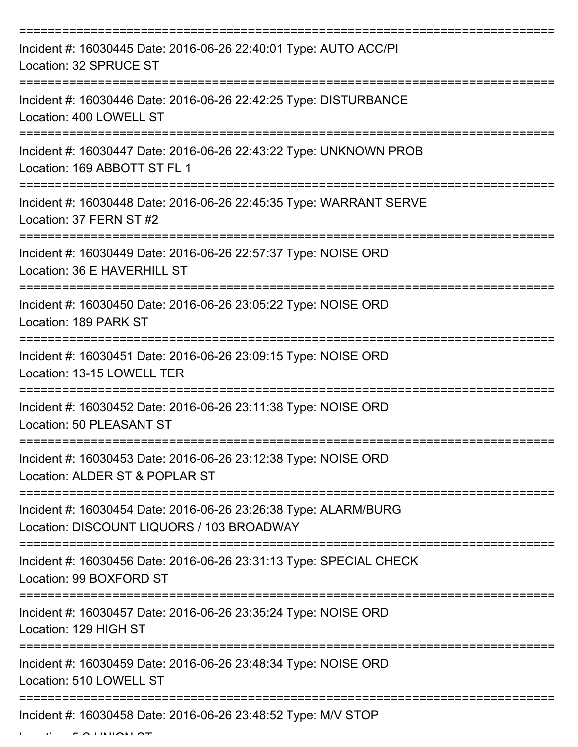===========================================================================

Incident #: 16030445 Date: 2016-06-26 22:40:01 Type: AUTO ACC/PI

Location: 32 SPRUCE ST

===========================================================================

Incident #: 16030446 Date: 2016-06-26 22:42:25 Type: DISTURBANCE

Location: 400 LOWELL ST

===========================================================================

Incident #: 16030447 Date: 2016-06-26 22:43:22 Type: UNKNOWN PROB

Location: 169 ABBOTT ST FL 1

===========================================================================

Incident #: 16030448 Date: 2016-06-26 22:45:35 Type: WARRANT SERVE

Location: 37 FERN ST #2

===========================================================================

Incident #: 16030449 Date: 2016-06-26 22:57:37 Type: NOISE ORD

Location: 36 E HAVERHILL ST

===========================================================================

Incident #: 16030450 Date: 2016-06-26 23:05:22 Type: NOISE ORD

Location: 189 PARK ST

===========================================================================

Incident #: 16030451 Date: 2016-06-26 23:09:15 Type: NOISE ORD

Location: 13-15 LOWELL TER

===========================================================================

Incident #: 16030452 Date: 2016-06-26 23:11:38 Type: NOISE ORD

Location: 50 PLEASANT ST

===========================================================================

Incident #: 16030453 Date: 2016-06-26 23:12:38 Type: NOISE ORD

Location: ALDER ST & POPLAR ST

===========================================================================

Incident #: 16030454 Date: 2016-06-26 23:26:38 Type: ALARM/BURG

Location: DISCOUNT LIQUORS / 103 BROADWAY

===========================================================================

Incident #: 16030456 Date: 2016-06-26 23:31:13 Type: SPECIAL CHECK

Location: 99 BOXFORD ST

===========================================================================

Incident #: 16030457 Date: 2016-06-26 23:35:24 Type: NOISE ORD

Location: 129 HIGH ST

===========================================================================

Incident #: 16030459 Date: 2016-06-26 23:48:34 Type: NOISE ORD

Location: 510 LOWELL ST

===========================================================================

Incident #: 16030458 Date: 2016-06-26 23:48:52 Type: M/V STOP

Location: 5 S UNION ST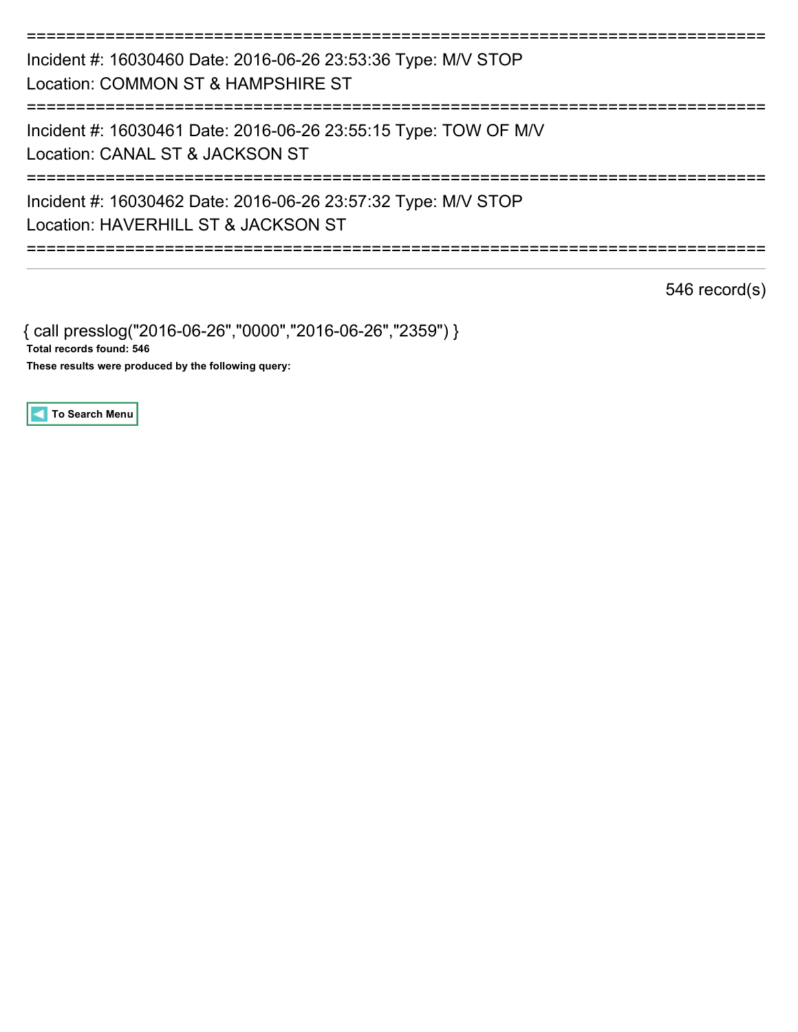================================================================================

Incident #: 16030460 Date: 2016-06-26 23:53:36 Type: M/V STOP
Location: COMMON ST & HAMPSHIRE ST

================================================================================

Incident #: 16030461 Date: 2016-06-26 23:55:15 Type: TOW OF M/V
Location: CANAL ST & JACKSON ST

================================================================================

Incident #: 16030462 Date: 2016-06-26 23:57:32 Type: M/V STOP
Location: HAVERHILL ST & JACKSON ST

================================================================================

---

546 record(s)

{ call presslog("2016-06-26","0000","2016-06-26","2359") }

**Total records found: 546**

**These results were produced by the following query:**

**To Search Menu**